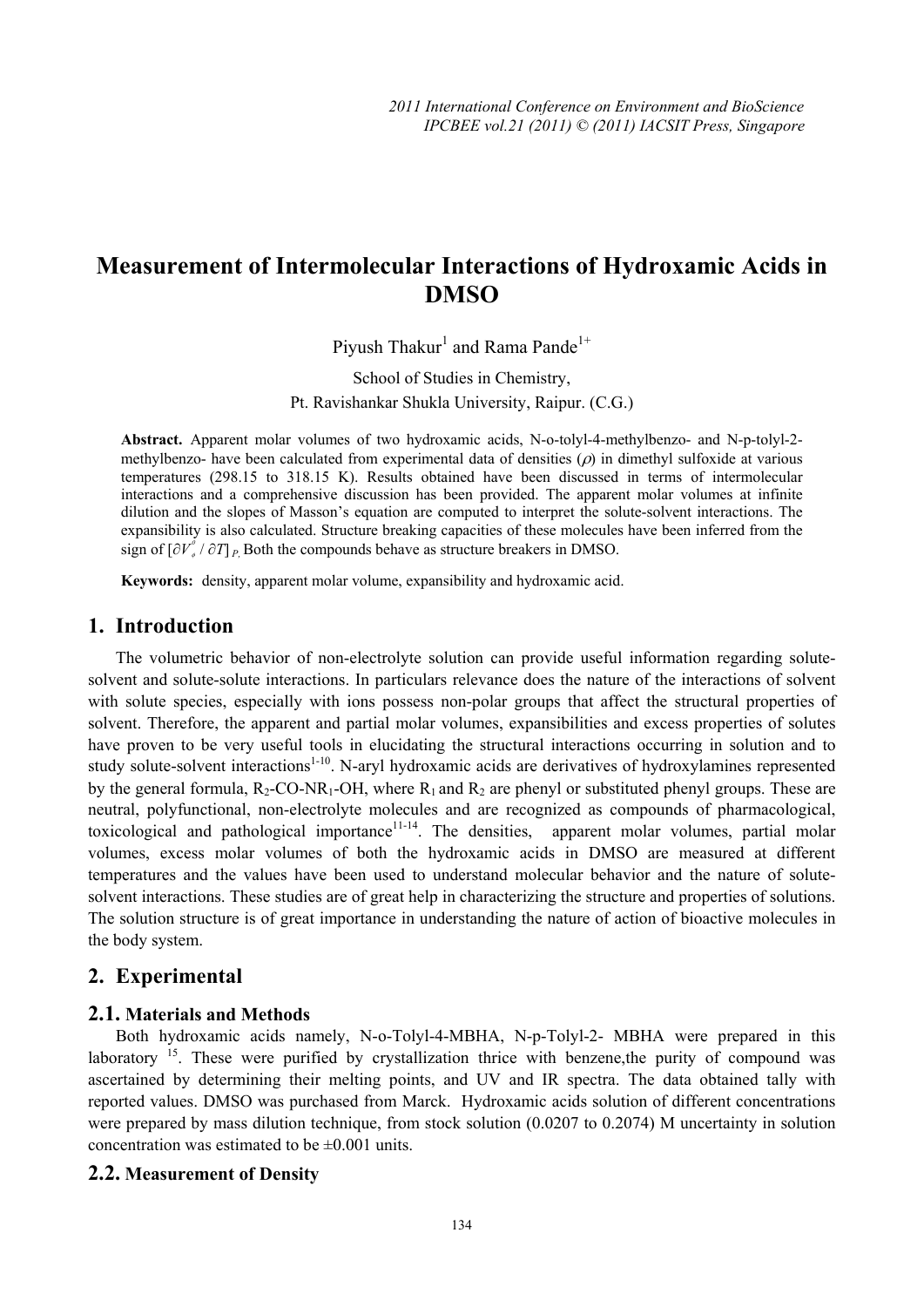# Measurement of Intermolecular Interactions of Hydroxamic Acids in DMSO

Piyush Thakur[1] and Rama Pande[1+]

School of Studies in Chemistry,
Pt. Ravishankar Shukla University, Raipur. (C.G.)

**Abstract.** Apparent molar volumes of two hydroxamic acids, N-o-tolyl-4-methylbenzo- and N-p-tolyl-2-methylbenzo- have been calculated from experimental data of densities ($\rho$) in dimethyl sulfoxide at various temperatures (298.15 to 318.15 K). Results obtained have been discussed in terms of intermolecular interactions and a comprehensive discussion has been provided. The apparent molar volumes at infinite dilution and the slopes of Masson's equation are computed to interpret the solute-solvent interactions. The expansibility is also calculated. Structure breaking capacities of these molecules have been inferred from the sign of $[\partial V_{\phi}^{0} / \partial T]_{P}$. Both the compounds behave as structure breakers in DMSO.

**Keywords:** density, apparent molar volume, expansibility and hydroxamic acid.

## 1. Introduction

The volumetric behavior of non-electrolyte solution can provide useful information regarding solute-solvent and solute-solute interactions. In particulars relevance does the nature of the interactions of solvent with solute species, especially with ions possess non-polar groups that affect the structural properties of solvent. Therefore, the apparent and partial molar volumes, expansibilities and excess properties of solutes have proven to be very useful tools in elucidating the structural interactions occurring in solution and to study solute-solvent interactions[1-10]. N-aryl hydroxamic acids are derivatives of hydroxylamines represented by the general formula, $R_2$-CO-N$R_1$-OH, where $R_1$ and $R_2$ are phenyl or substituted phenyl groups. These are neutral, polyfunctional, non-electrolyte molecules and are recognized as compounds of pharmacological, toxicological and pathological importance[11-14]. The densities, apparent molar volumes, partial molar volumes, excess molar volumes of both the hydroxamic acids in DMSO are measured at different temperatures and the values have been used to understand molecular behavior and the nature of solute-solvent interactions. These studies are of great help in characterizing the structure and properties of solutions. The solution structure is of great importance in understanding the nature of action of bioactive molecules in the body system.

## 2. Experimental

### 2.1. Materials and Methods

Both hydroxamic acids namely, N-o-Tolyl-4-MBHA, N-p-Tolyl-2- MBHA were prepared in this laboratory [15]. These were purified by crystallization thrice with benzene,the purity of compound was ascertained by determining their melting points, and UV and IR spectra. The data obtained tally with reported values. DMSO was purchased from Marck. Hydroxamic acids solution of different concentrations were prepared by mass dilution technique, from stock solution (0.0207 to 0.2074) M uncertainty in solution concentration was estimated to be ±0.001 units.

### 2.2. Measurement of Density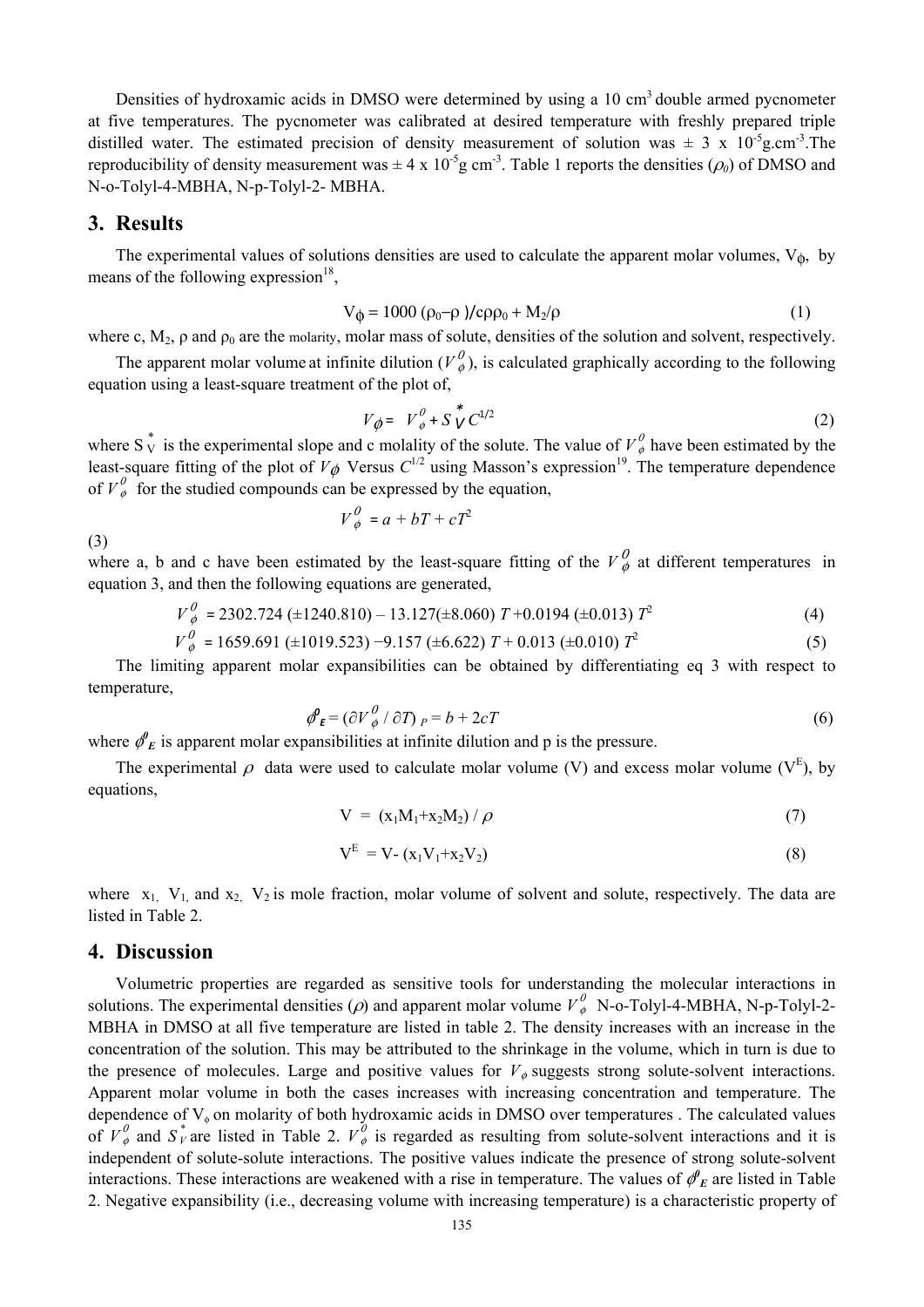Densities of hydroxamic acids in DMSO were determined by using a 10 $cm^3$ double armed pycnometer at five temperatures. The pycnometer was calibrated at desired temperature with freshly prepared triple distilled water. The estimated precision of density measurement of solution was ± 3 x $10^{-5}$g.$cm^{-3}$.The reproducibility of density measurement was ± 4 x $10^{-5}$g $cm^{-3}$. Table 1 reports the densities ($\rho_0$) of DMSO and N-o-Tolyl-4-MBHA, N-p-Tolyl-2- MBHA.

## 3. Results

The experimental values of solutions densities are used to calculate the apparent molar volumes, $V_\phi$, by means of the following expression[18],

$$V_\phi = 1000\,(\rho_0 - \rho)/c\rho\rho_0 + M_2/\rho \tag{1}$$

where c, $M_2$, ρ and $\rho_0$ are the molarity, molar mass of solute, densities of the solution and solvent, respectively.

The apparent molar volume at infinite dilution ($V_\phi^0$), is calculated graphically according to the following equation using a least-square treatment of the plot of,

$$V_\phi = V_\phi^0 + S_V^* C^{1/2} \tag{2}$$

where $S_V^*$ is the experimental slope and c molality of the solute. The value of $V_\phi^0$ have been estimated by the least-square fitting of the plot of $V_\phi$ Versus $C^{1/2}$ using Masson's expression[19]. The temperature dependence of $V_\phi^0$ for the studied compounds can be expressed by the equation,

$$V_\phi^0 = a + bT + cT^2$$

(3)

where a, b and c have been estimated by the least-square fitting of the $V_\phi^0$ at different temperatures in equation 3, and then the following equations are generated,

$$V_\phi^0 = 2302.724\,(\pm 1240.810) - 13.127(\pm 8.060)\,T + 0.0194\,(\pm 0.013)\,T^2 \tag{4}$$

$$V_\phi^0 = 1659.691\,(\pm 1019.523) - 9.157\,(\pm 6.622)\,T + 0.013\,(\pm 0.010)\,T^2 \tag{5}$$

The limiting apparent molar expansibilities can be obtained by differentiating eq 3 with respect to temperature,

$$\phi_E^0 = (\partial V_\phi^0 / \partial T)_P = b + 2cT \tag{6}$$

where $\phi_E^0$ is apparent molar expansibilities at infinite dilution and p is the pressure.

The experimental $\rho$ data were used to calculate molar volume (V) and excess molar volume ($V^E$), by equations,

$$V = (x_1M_1 + x_2M_2) / \rho \tag{7}$$

$$V^E = V - (x_1V_1 + x_2V_2) \tag{8}$$

where $x_1$, $V_1$, and $x_2$, $V_2$ is mole fraction, molar volume of solvent and solute, respectively. The data are listed in Table 2.

## 4. Discussion

Volumetric properties are regarded as sensitive tools for understanding the molecular interactions in solutions. The experimental densities ($\rho$) and apparent molar volume $V_\phi^0$ N-o-Tolyl-4-MBHA, N-p-Tolyl-2-MBHA in DMSO at all five temperature are listed in table 2. The density increases with an increase in the concentration of the solution. This may be attributed to the shrinkage in the volume, which in turn is due to the presence of molecules. Large and positive values for $V_\phi$ suggests strong solute-solvent interactions. Apparent molar volume in both the cases increases with increasing concentration and temperature. The dependence of $V_\phi$ on molarity of both hydroxamic acids in DMSO over temperatures . The calculated values of $V_\phi^0$ and $S_V^*$ are listed in Table 2. $V_\phi^0$ is regarded as resulting from solute-solvent interactions and it is independent of solute-solute interactions. The positive values indicate the presence of strong solute-solvent interactions. These interactions are weakened with a rise in temperature. The values of $\phi_E^0$ are listed in Table 2. Negative expansibility (i.e., decreasing volume with increasing temperature) is a characteristic property of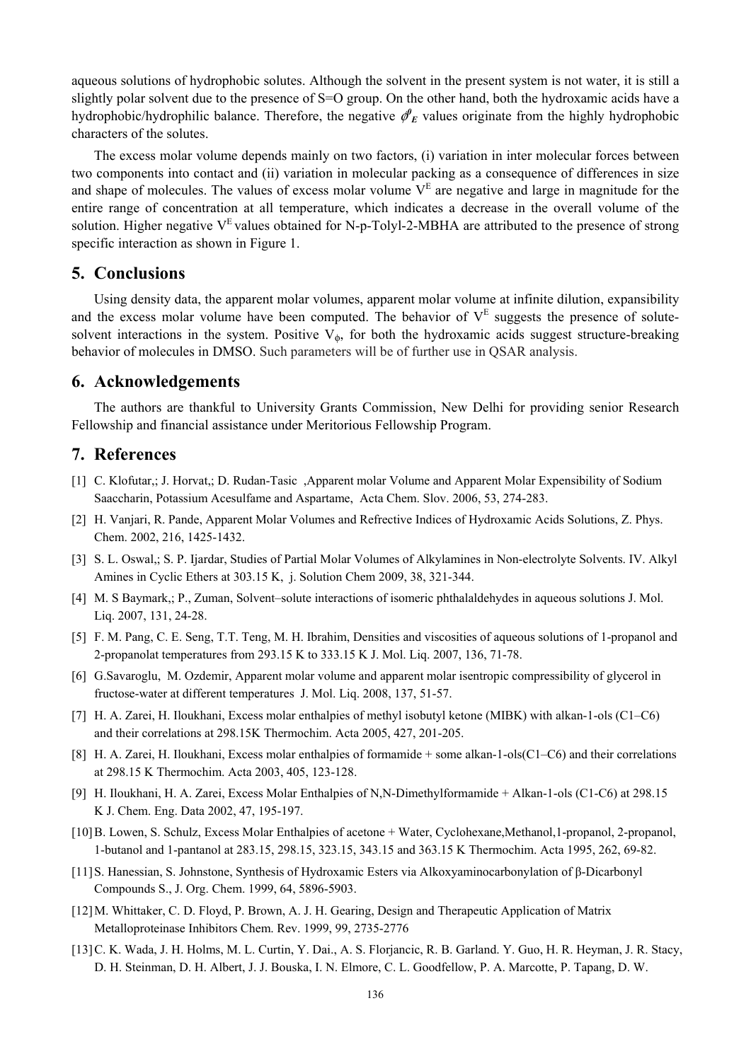aqueous solutions of hydrophobic solutes. Although the solvent in the present system is not water, it is still a slightly polar solvent due to the presence of S=O group. On the other hand, both the hydroxamic acids have a hydrophobic/hydrophilic balance. Therefore, the negative $\phi^{0}_{E}$ values originate from the highly hydrophobic characters of the solutes.

The excess molar volume depends mainly on two factors, (i) variation in inter molecular forces between two components into contact and (ii) variation in molecular packing as a consequence of differences in size and shape of molecules. The values of excess molar volume $V^{E}$ are negative and large in magnitude for the entire range of concentration at all temperature, which indicates a decrease in the overall volume of the solution. Higher negative $V^{E}$ values obtained for N-p-Tolyl-2-MBHA are attributed to the presence of strong specific interaction as shown in Figure 1.

## 5. Conclusions

Using density data, the apparent molar volumes, apparent molar volume at infinite dilution, expansibility and the excess molar volume have been computed. The behavior of $V^{E}$ suggests the presence of solute-solvent interactions in the system. Positive $V_{\phi}$, for both the hydroxamic acids suggest structure-breaking behavior of molecules in DMSO. Such parameters will be of further use in QSAR analysis.

## 6. Acknowledgements

The authors are thankful to University Grants Commission, New Delhi for providing senior Research Fellowship and financial assistance under Meritorious Fellowship Program.

## 7. References

[1] C. Klofutar,; J. Horvat,; D. Rudan-Tasic ,Apparent molar Volume and Apparent Molar Expensibility of Sodium Saaccharin, Potassium Acesulfame and Aspartame, Acta Chem. Slov. 2006, 53, 274-283.

[2] H. Vanjari, R. Pande, Apparent Molar Volumes and Refrective Indices of Hydroxamic Acids Solutions, Z. Phys. Chem. 2002, 216, 1425-1432.

[3] S. L. Oswal,; S. P. Ijardar, Studies of Partial Molar Volumes of Alkylamines in Non-electrolyte Solvents. IV. Alkyl Amines in Cyclic Ethers at 303.15 K, j. Solution Chem 2009, 38, 321-344.

[4] M. S Baymark,; P., Zuman, Solvent–solute interactions of isomeric phthalaldehydes in aqueous solutions J. Mol. Liq. 2007, 131, 24-28.

[5] F. M. Pang, C. E. Seng, T.T. Teng, M. H. Ibrahim, Densities and viscosities of aqueous solutions of 1-propanol and 2-propanolat temperatures from 293.15 K to 333.15 K J. Mol. Liq. 2007, 136, 71-78.

[6] G.Savaroglu, M. Ozdemir, Apparent molar volume and apparent molar isentropic compressibility of glycerol in fructose-water at different temperatures J. Mol. Liq. 2008, 137, 51-57.

[7] H. A. Zarei, H. Iloukhani, Excess molar enthalpies of methyl isobutyl ketone (MIBK) with alkan-1-ols (C1–C6) and their correlations at 298.15K Thermochim. Acta 2005, 427, 201-205.

[8] H. A. Zarei, H. Iloukhani, Excess molar enthalpies of formamide + some alkan-1-ols(C1–C6) and their correlations at 298.15 K Thermochim. Acta 2003, 405, 123-128.

[9] H. Iloukhani, H. A. Zarei, Excess Molar Enthalpies of N,N-Dimethylformamide + Alkan-1-ols (C1-C6) at 298.15 K J. Chem. Eng. Data 2002, 47, 195-197.

[10] B. Lowen, S. Schulz, Excess Molar Enthalpies of acetone + Water, Cyclohexane,Methanol,1-propanol, 2-propanol, 1-butanol and 1-pantanol at 283.15, 298.15, 323.15, 343.15 and 363.15 K Thermochim. Acta 1995, 262, 69-82.

[11] S. Hanessian, S. Johnstone, Synthesis of Hydroxamic Esters via Alkoxyaminocarbonylation of β-Dicarbonyl Compounds S., J. Org. Chem. 1999, 64, 5896-5903.

[12] M. Whittaker, C. D. Floyd, P. Brown, A. J. H. Gearing, Design and Therapeutic Application of Matrix Metalloproteinase Inhibitors Chem. Rev. 1999, 99, 2735-2776

[13] C. K. Wada, J. H. Holms, M. L. Curtin, Y. Dai., A. S. Florjancic, R. B. Garland. Y. Guo, H. R. Heyman, J. R. Stacy, D. H. Steinman, D. H. Albert, J. J. Bouska, I. N. Elmore, C. L. Goodfellow, P. A. Marcotte, P. Tapang, D. W.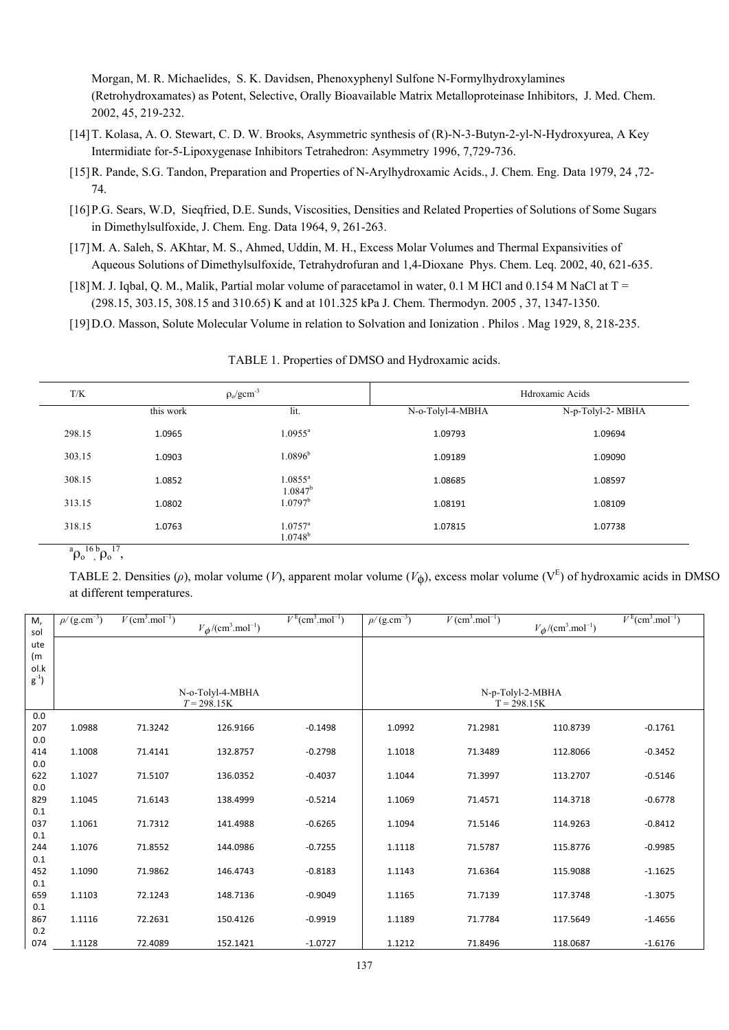Morgan, M. R. Michaelides, S. K. Davidsen, Phenoxyphenyl Sulfone N-Formylhydroxylamines (Retrohydroxamates) as Potent, Selective, Orally Bioavailable Matrix Metalloproteinase Inhibitors, J. Med. Chem. 2002, 45, 219-232.

[14] T. Kolasa, A. O. Stewart, C. D. W. Brooks, Asymmetric synthesis of (R)-N-3-Butyn-2-yl-N-Hydroxyurea, A Key Intermidiate for-5-Lipoxygenase Inhibitors Tetrahedron: Asymmetry 1996, 7,729-736.

[15] R. Pande, S.G. Tandon, Preparation and Properties of N-Arylhydroxamic Acids., J. Chem. Eng. Data 1979, 24 ,72-74.

[16] P.G. Sears, W.D, Sieqfried, D.E. Sunds, Viscosities, Densities and Related Properties of Solutions of Some Sugars in Dimethylsulfoxide, J. Chem. Eng. Data 1964, 9, 261-263.

[17] M. A. Saleh, S. AKhtar, M. S., Ahmed, Uddin, M. H., Excess Molar Volumes and Thermal Expansivities of Aqueous Solutions of Dimethylsulfoxide, Tetrahydrofuran and 1,4-Dioxane Phys. Chem. Leq. 2002, 40, 621-635.

[18] M. J. Iqbal, Q. M., Malik, Partial molar volume of paracetamol in water, 0.1 M HCl and 0.154 M NaCl at T = (298.15, 303.15, 308.15 and 310.65) K and at 101.325 kPa J. Chem. Thermodyn. 2005 , 37, 1347-1350.

[19] D.O. Masson, Solute Molecular Volume in relation to Solvation and Ionization . Philos . Mag 1929, 8, 218-235.

TABLE 1. Properties of DMSO and Hydroxamic acids.

| T/K | $\rho_o$/gcm$^{-3}$ | | Hdroxamic Acids | |
|---|---|---|---|---|
| | this work | lit. | N-o-Tolyl-4-MBHA | N-p-Tolyl-2- MBHA |
| 298.15 | 1.0965 | 1.0955[a] | 1.09793 | 1.09694 |
| 303.15 | 1.0903 | 1.0896[b] | 1.09189 | 1.09090 |
| 308.15 | 1.0852 | 1.0855[a] 1.0847[b] | 1.08685 | 1.08597 |
| 313.15 | 1.0802 | 1.0797[b] | 1.08191 | 1.08109 |
| 318.15 | 1.0763 | 1.0757[a] 1.0748[b] | 1.07815 | 1.07738 |

[a]$\rho_o$[16], [b]$\rho_o$[17],

TABLE 2. Densities ($\rho$), molar volume ($V$), apparent molar volume ($V_\phi$), excess molar volume ($V^E$) of hydroxamic acids in DMSO at different temperatures.

| M, solute (mol.kg$^{-1}$) | $\rho$/ (g.cm$^{-3}$) | $V$ (cm$^3$.mol$^{-1}$) | $V_\phi$/(cm$^3$.mol$^{-1}$) | $V^E$(cm$^3$.mol$^{-1}$) | $\rho$/ (g.cm$^{-3}$) | $V$ (cm$^3$.mol$^{-1}$) | $V_\phi$/(cm$^3$.mol$^{-1}$) | $V^E$(cm$^3$.mol$^{-1}$) |
|---|---|---|---|---|---|---|---|---|
| | N-o-Tolyl-4-MBHA $T$ = 298.15K | | | | N-p-Tolyl-2-MBHA T = 298.15K | | | |
| 0.0207 | 1.0988 | 71.3242 | 126.9166 | -0.1498 | 1.0992 | 71.2981 | 110.8739 | -0.1761 |
| 0.0414 | 1.1008 | 71.4141 | 132.8757 | -0.2798 | 1.1018 | 71.3489 | 112.8066 | -0.3452 |
| 0.0622 | 1.1027 | 71.5107 | 136.0352 | -0.4037 | 1.1044 | 71.3997 | 113.2707 | -0.5146 |
| 0.0829 | 1.1045 | 71.6143 | 138.4999 | -0.5214 | 1.1069 | 71.4571 | 114.3718 | -0.6778 |
| 0.1037 | 1.1061 | 71.7312 | 141.4988 | -0.6265 | 1.1094 | 71.5146 | 114.9263 | -0.8412 |
| 0.1244 | 1.1076 | 71.8552 | 144.0986 | -0.7255 | 1.1118 | 71.5787 | 115.8776 | -0.9985 |
| 0.1452 | 1.1090 | 71.9862 | 146.4743 | -0.8183 | 1.1143 | 71.6364 | 115.9088 | -1.1625 |
| 0.1659 | 1.1103 | 72.1243 | 148.7136 | -0.9049 | 1.1165 | 71.7139 | 117.3748 | -1.3075 |
| 0.1867 | 1.1116 | 72.2631 | 150.4126 | -0.9919 | 1.1189 | 71.7784 | 117.5649 | -1.4656 |
| 0.2074 | 1.1128 | 72.4089 | 152.1421 | -1.0727 | 1.1212 | 71.8496 | 118.0687 | -1.6176 |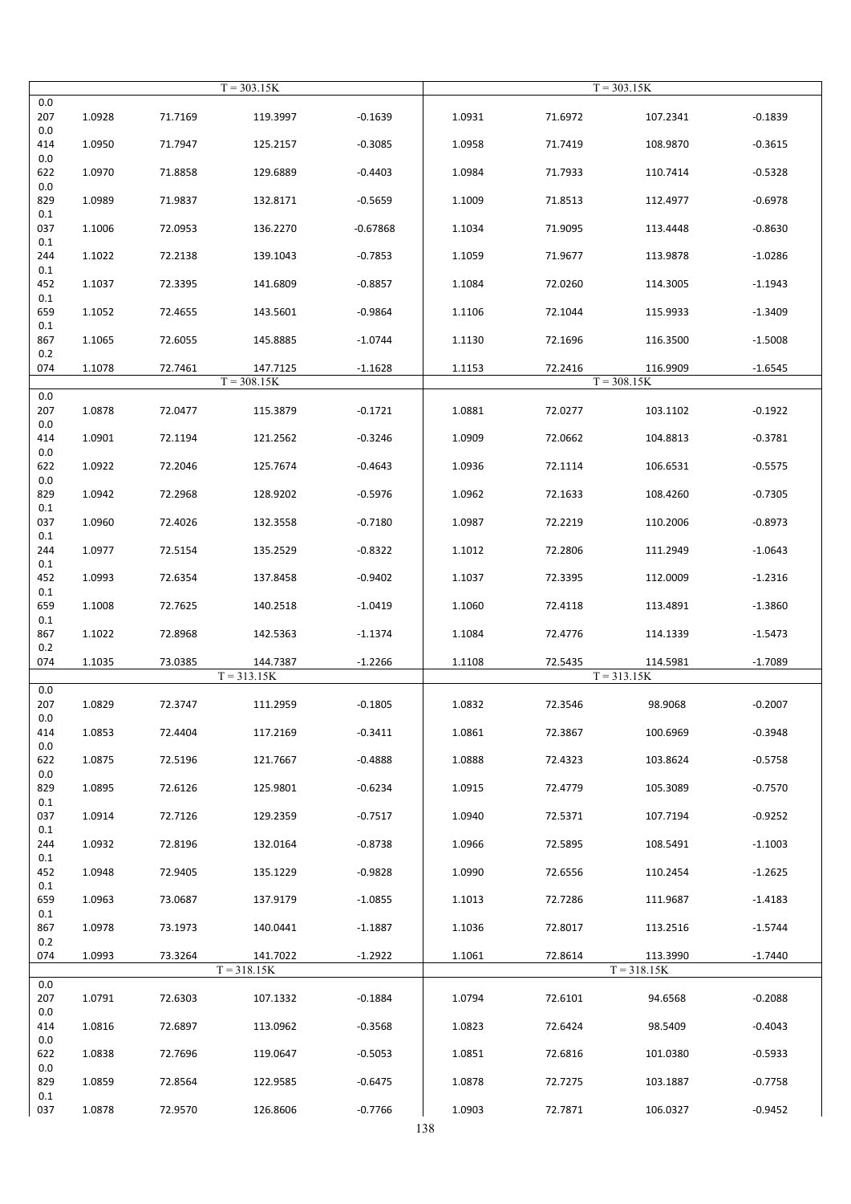| | T = 303.15K | | | | T = 303.15K | | | |
|---|---|---|---|---|---|---|---|---|
| 0.0207 | 1.0928 | 71.7169 | 119.3997 | -0.1639 | 1.0931 | 71.6972 | 107.2341 | -0.1839 |
| 0.0414 | 1.0950 | 71.7947 | 125.2157 | -0.3085 | 1.0958 | 71.7419 | 108.9870 | -0.3615 |
| 0.0622 | 1.0970 | 71.8858 | 129.6889 | -0.4403 | 1.0984 | 71.7933 | 110.7414 | -0.5328 |
| 0.0829 | 1.0989 | 71.9837 | 132.8171 | -0.5659 | 1.1009 | 71.8513 | 112.4977 | -0.6978 |
| 0.1037 | 1.1006 | 72.0953 | 136.2270 | -0.67868 | 1.1034 | 71.9095 | 113.4448 | -0.8630 |
| 0.1244 | 1.1022 | 72.2138 | 139.1043 | -0.7853 | 1.1059 | 71.9677 | 113.9878 | -1.0286 |
| 0.1452 | 1.1037 | 72.3395 | 141.6809 | -0.8857 | 1.1084 | 72.0260 | 114.3005 | -1.1943 |
| 0.1659 | 1.1052 | 72.4655 | 143.5601 | -0.9864 | 1.1106 | 72.1044 | 115.9933 | -1.3409 |
| 0.1867 | 1.1065 | 72.6055 | 145.8885 | -1.0744 | 1.1130 | 72.1696 | 116.3500 | -1.5008 |
| 0.2074 | 1.1078 | 72.7461 | 147.7125 | -1.1628 | 1.1153 | 72.2416 | 116.9909 | -1.6545 |
| | T = 308.15K | | | | T = 308.15K | | | |
| 0.0207 | 1.0878 | 72.0477 | 115.3879 | -0.1721 | 1.0881 | 72.0277 | 103.1102 | -0.1922 |
| 0.0414 | 1.0901 | 72.1194 | 121.2562 | -0.3246 | 1.0909 | 72.0662 | 104.8813 | -0.3781 |
| 0.0622 | 1.0922 | 72.2046 | 125.7674 | -0.4643 | 1.0936 | 72.1114 | 106.6531 | -0.5575 |
| 0.0829 | 1.0942 | 72.2968 | 128.9202 | -0.5976 | 1.0962 | 72.1633 | 108.4260 | -0.7305 |
| 0.1037 | 1.0960 | 72.4026 | 132.3558 | -0.7180 | 1.0987 | 72.2219 | 110.2006 | -0.8973 |
| 0.1244 | 1.0977 | 72.5154 | 135.2529 | -0.8322 | 1.1012 | 72.2806 | 111.2949 | -1.0643 |
| 0.1452 | 1.0993 | 72.6354 | 137.8458 | -0.9402 | 1.1037 | 72.3395 | 112.0009 | -1.2316 |
| 0.1659 | 1.1008 | 72.7625 | 140.2518 | -1.0419 | 1.1060 | 72.4118 | 113.4891 | -1.3860 |
| 0.1867 | 1.1022 | 72.8968 | 142.5363 | -1.1374 | 1.1084 | 72.4776 | 114.1339 | -1.5473 |
| 0.2074 | 1.1035 | 73.0385 | 144.7387 | -1.2266 | 1.1108 | 72.5435 | 114.5981 | -1.7089 |
| | T = 313.15K | | | | T = 313.15K | | | |
| 0.0207 | 1.0829 | 72.3747 | 111.2959 | -0.1805 | 1.0832 | 72.3546 | 98.9068 | -0.2007 |
| 0.0414 | 1.0853 | 72.4404 | 117.2169 | -0.3411 | 1.0861 | 72.3867 | 100.6969 | -0.3948 |
| 0.0622 | 1.0875 | 72.5196 | 121.7667 | -0.4888 | 1.0888 | 72.4323 | 103.8624 | -0.5758 |
| 0.0829 | 1.0895 | 72.6126 | 125.9801 | -0.6234 | 1.0915 | 72.4779 | 105.3089 | -0.7570 |
| 0.1037 | 1.0914 | 72.7126 | 129.2359 | -0.7517 | 1.0940 | 72.5371 | 107.7194 | -0.9252 |
| 0.1244 | 1.0932 | 72.8196 | 132.0164 | -0.8738 | 1.0966 | 72.5895 | 108.5491 | -1.1003 |
| 0.1452 | 1.0948 | 72.9405 | 135.1229 | -0.9828 | 1.0990 | 72.6556 | 110.2454 | -1.2625 |
| 0.1659 | 1.0963 | 73.0687 | 137.9179 | -1.0855 | 1.1013 | 72.7286 | 111.9687 | -1.4183 |
| 0.1867 | 1.0978 | 73.1973 | 140.0441 | -1.1887 | 1.1036 | 72.8017 | 113.2516 | -1.5744 |
| 0.2074 | 1.0993 | 73.3264 | 141.7022 | -1.2922 | 1.1061 | 72.8614 | 113.3990 | -1.7440 |
| | T = 318.15K | | | | T = 318.15K | | | |
| 0.0207 | 1.0791 | 72.6303 | 107.1332 | -0.1884 | 1.0794 | 72.6101 | 94.6568 | -0.2088 |
| 0.0414 | 1.0816 | 72.6897 | 113.0962 | -0.3568 | 1.0823 | 72.6424 | 98.5409 | -0.4043 |
| 0.0622 | 1.0838 | 72.7696 | 119.0647 | -0.5053 | 1.0851 | 72.6816 | 101.0380 | -0.5933 |
| 0.0829 | 1.0859 | 72.8564 | 122.9585 | -0.6475 | 1.0878 | 72.7275 | 103.1887 | -0.7758 |
| 0.1037 | 1.0878 | 72.9570 | 126.8606 | -0.7766 | 1.0903 | 72.7871 | 106.0327 | -0.9452 |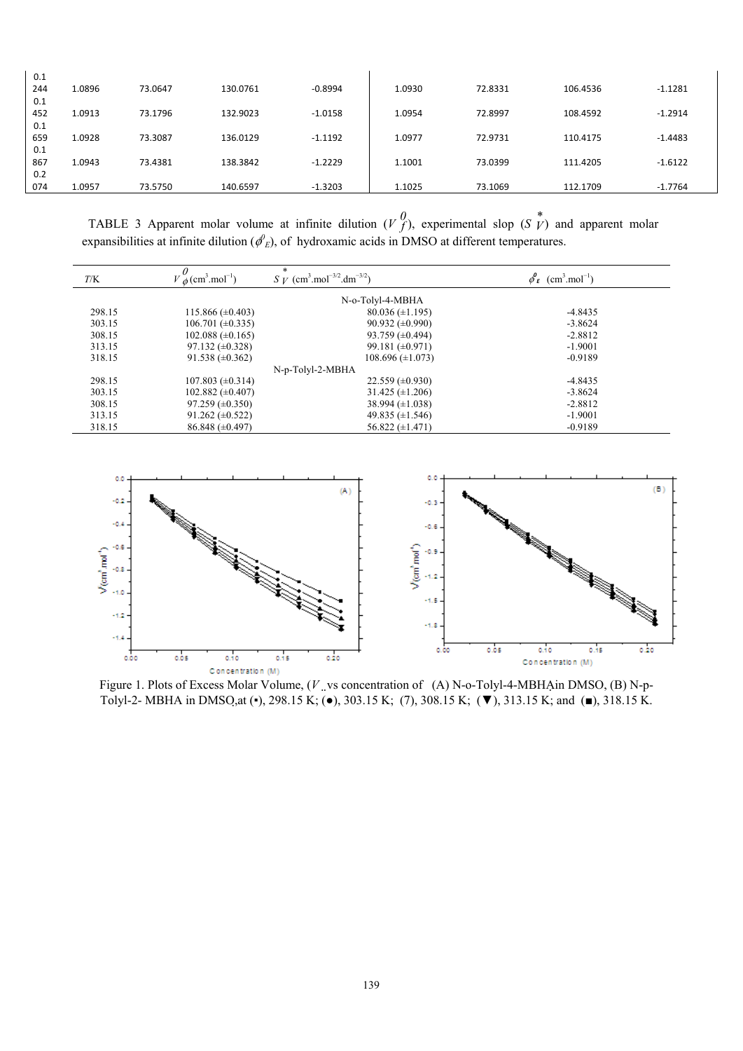| | | | | | | | | |
|---|---|---|---|---|---|---|---|---|
| 0.1244 | 1.0896 | 73.0647 | 130.0761 | -0.8994 | 1.0930 | 72.8331 | 106.4536 | -1.1281 |
| 0.1452 | 1.0913 | 73.1796 | 132.9023 | -1.0158 | 1.0954 | 72.8997 | 108.4592 | -1.2914 |
| 0.1659 | 1.0928 | 73.3087 | 136.0129 | -1.1192 | 1.0977 | 72.9731 | 110.4175 | -1.4483 |
| 0.1867 | 1.0943 | 73.4381 | 138.3842 | -1.2229 | 1.1001 | 73.0399 | 111.4205 | -1.6122 |
| 0.2074 | 1.0957 | 73.5750 | 140.6597 | -1.3203 | 1.1025 | 73.1069 | 112.1709 | -1.7764 |

TABLE 3 Apparent molar volume at infinite dilution ($V^0_f$), experimental slop ($S^*_V$) and apparent molar expansibilities at infinite dilution ($\phi^0_E$), of hydroxamic acids in DMSO at different temperatures.

| $T$/K | $V^0_\phi$ ($cm^3.mol^{-1}$) | $S^*_V$ ($cm^3.mol^{-3/2}.dm^{-3/2}$) | $\phi^0_E$ ($cm^3.mol^{-1}$) |
|---|---|---|---|
| | | N-o-Tolyl-4-MBHA | |
| 298.15 | 115.866 (±0.403) | 80.036 (±1.195) | -4.8435 |
| 303.15 | 106.701 (±0.335) | 90.932 (±0.990) | -3.8624 |
| 308.15 | 102.088 (±0.165) | 93.759 (±0.494) | -2.8812 |
| 313.15 | 97.132 (±0.328) | 99.181 (±0.971) | -1.9001 |
| 318.15 | 91.538 (±0.362) | 108.696 (±1.073) | -0.9189 |
| | | N-p-Tolyl-2-MBHA | |
| 298.15 | 107.803 (±0.314) | 22.559 (±0.930) | -4.8435 |
| 303.15 | 102.882 (±0.407) | 31.425 (±1.206) | -3.8624 |
| 308.15 | 97.259 (±0.350) | 38.994 (±1.038) | -2.8812 |
| 313.15 | 91.262 (±0.522) | 49.835 (±1.546) | -1.9001 |
| 318.15 | 86.848 (±0.497) | 56.822 (±1.471) | -0.9189 |

(A)
0.0
-0.2
-0.4
-0.6
-0.8
-1.0
-1.2
-1.4
V(cm³ mol⁻¹)
0.00 0.05 0.10 0.15 0.20
Concentration (M)

(B)
0.0
-0.3
-0.6
-0.9
-1.2
-1.5
-1.8
V(cm³ mol⁻¹)
0.00 0.05 0.10 0.15 0.20
Concentration (M)

Figure 1. Plots of Excess Molar Volume, ($V$ vs concentration of (A) N-o-Tolyl-4-MBHA in DMSO, (B) N-p-Tolyl-2- MBHA in DMSO at (▪), 298.15 K; (●), 303.15 K; (7), 308.15 K; (▼), 313.15 K; and (■), 318.15 K.